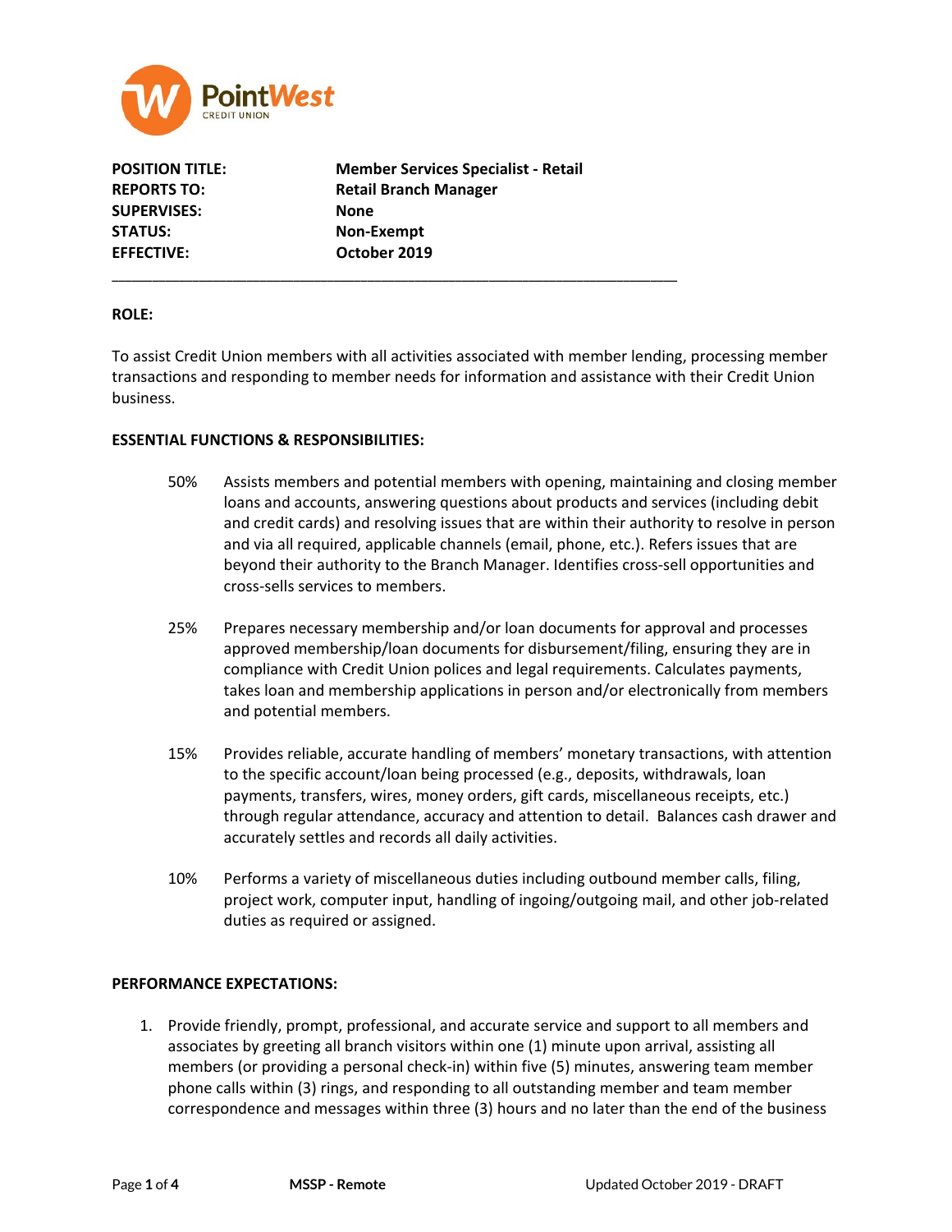**PointWest CREDIT UNION**

| | |
|---|---|
| **POSITION TITLE:** | **Member Services Specialist - Retail** |
| **REPORTS TO:** | **Retail Branch Manager** |
| **SUPERVISES:** | **None** |
| **STATUS:** | **Non-Exempt** |
| **EFFECTIVE:** | **October 2019** |

---

**ROLE:**

To assist Credit Union members with all activities associated with member lending, processing member transactions and responding to member needs for information and assistance with their Credit Union business.

**ESSENTIAL FUNCTIONS & RESPONSIBILITIES:**

50% Assists members and potential members with opening, maintaining and closing member loans and accounts, answering questions about products and services (including debit and credit cards) and resolving issues that are within their authority to resolve in person and via all required, applicable channels (email, phone, etc.). Refers issues that are beyond their authority to the Branch Manager. Identifies cross-sell opportunities and cross-sells services to members.

25% Prepares necessary membership and/or loan documents for approval and processes approved membership/loan documents for disbursement/filing, ensuring they are in compliance with Credit Union polices and legal requirements. Calculates payments, takes loan and membership applications in person and/or electronically from members and potential members.

15% Provides reliable, accurate handling of members' monetary transactions, with attention to the specific account/loan being processed (e.g., deposits, withdrawals, loan payments, transfers, wires, money orders, gift cards, miscellaneous receipts, etc.) through regular attendance, accuracy and attention to detail. Balances cash drawer and accurately settles and records all daily activities.

10% Performs a variety of miscellaneous duties including outbound member calls, filing, project work, computer input, handling of ingoing/outgoing mail, and other job-related duties as required or assigned.

**PERFORMANCE EXPECTATIONS:**

1. Provide friendly, prompt, professional, and accurate service and support to all members and associates by greeting all branch visitors within one (1) minute upon arrival, assisting all members (or providing a personal check-in) within five (5) minutes, answering team member phone calls within (3) rings, and responding to all outstanding member and team member correspondence and messages within three (3) hours and no later than the end of the business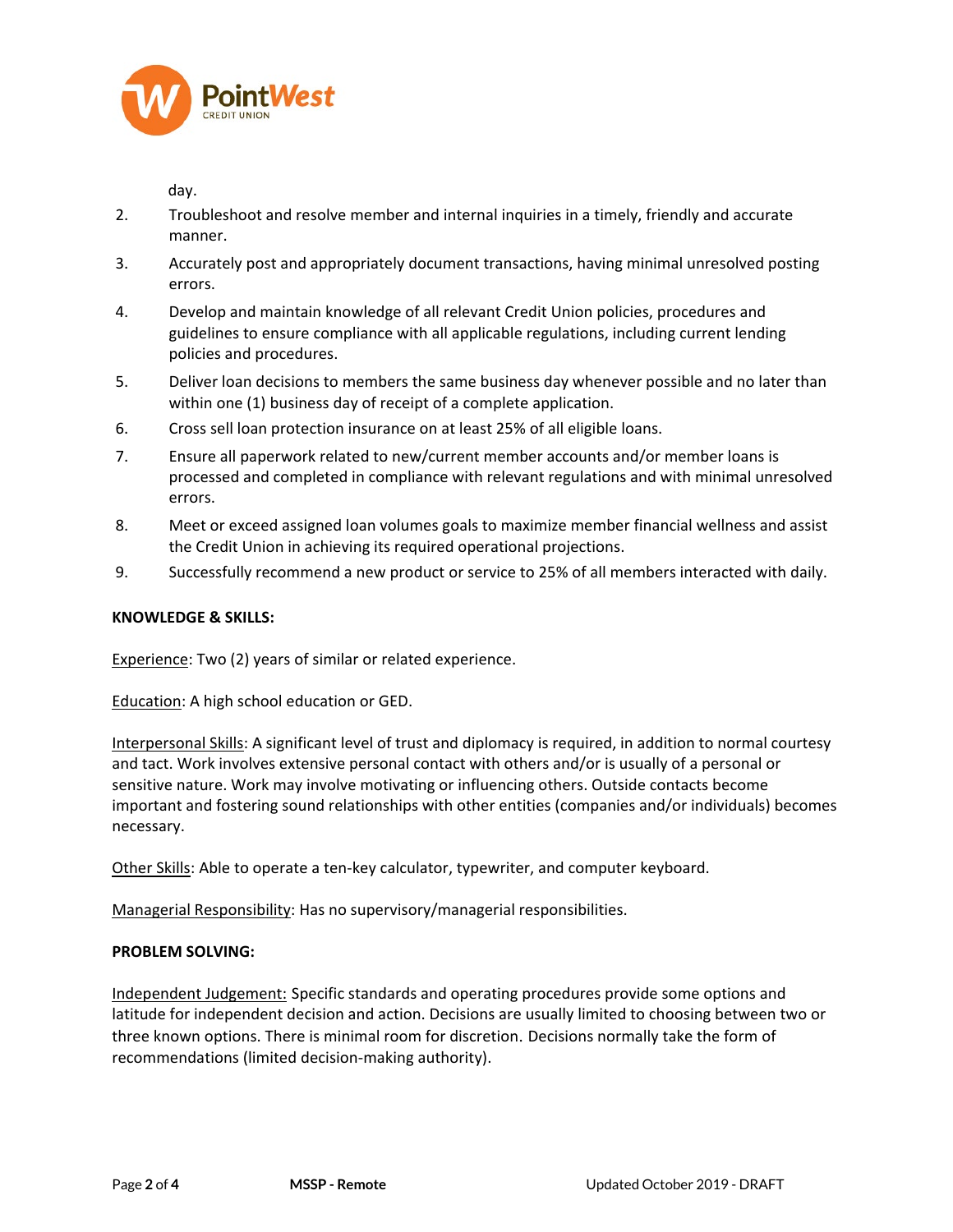day.

2. Troubleshoot and resolve member and internal inquiries in a timely, friendly and accurate manner.
3. Accurately post and appropriately document transactions, having minimal unresolved posting errors.
4. Develop and maintain knowledge of all relevant Credit Union policies, procedures and guidelines to ensure compliance with all applicable regulations, including current lending policies and procedures.
5. Deliver loan decisions to members the same business day whenever possible and no later than within one (1) business day of receipt of a complete application.
6. Cross sell loan protection insurance on at least 25% of all eligible loans.
7. Ensure all paperwork related to new/current member accounts and/or member loans is processed and completed in compliance with relevant regulations and with minimal unresolved errors.
8. Meet or exceed assigned loan volumes goals to maximize member financial wellness and assist the Credit Union in achieving its required operational projections.
9. Successfully recommend a new product or service to 25% of all members interacted with daily.

**KNOWLEDGE & SKILLS:**

Experience: Two (2) years of similar or related experience.

Education: A high school education or GED.

Interpersonal Skills: A significant level of trust and diplomacy is required, in addition to normal courtesy and tact. Work involves extensive personal contact with others and/or is usually of a personal or sensitive nature. Work may involve motivating or influencing others. Outside contacts become important and fostering sound relationships with other entities (companies and/or individuals) becomes necessary.

Other Skills: Able to operate a ten-key calculator, typewriter, and computer keyboard.

Managerial Responsibility: Has no supervisory/managerial responsibilities.

**PROBLEM SOLVING:**

Independent Judgement: Specific standards and operating procedures provide some options and latitude for independent decision and action. Decisions are usually limited to choosing between two or three known options. There is minimal room for discretion. Decisions normally take the form of recommendations (limited decision-making authority).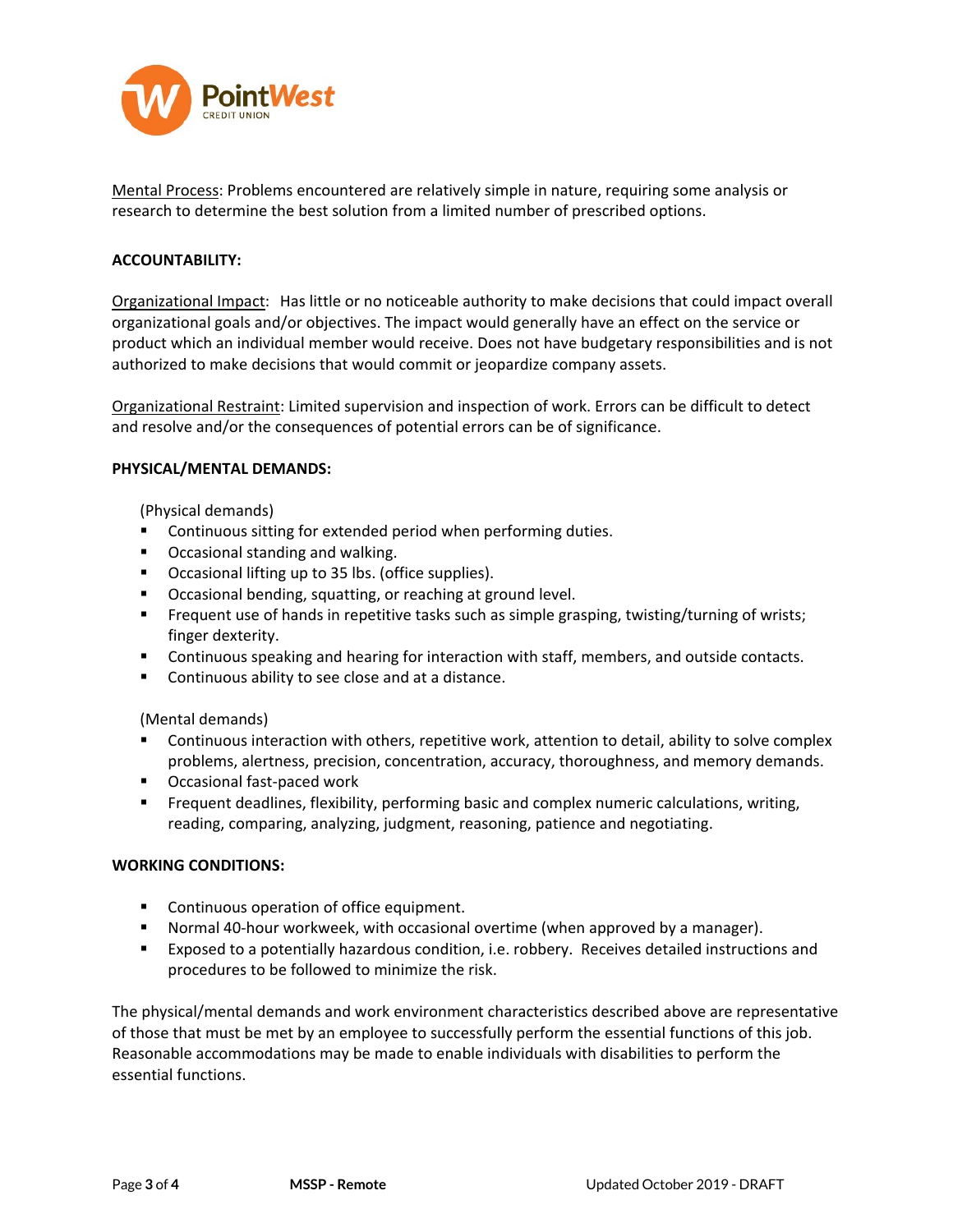Mental Process: Problems encountered are relatively simple in nature, requiring some analysis or research to determine the best solution from a limited number of prescribed options.

**ACCOUNTABILITY:**

Organizational Impact: Has little or no noticeable authority to make decisions that could impact overall organizational goals and/or objectives. The impact would generally have an effect on the service or product which an individual member would receive. Does not have budgetary responsibilities and is not authorized to make decisions that would commit or jeopardize company assets.

Organizational Restraint: Limited supervision and inspection of work. Errors can be difficult to detect and resolve and/or the consequences of potential errors can be of significance.

**PHYSICAL/MENTAL DEMANDS:**

(Physical demands)

- Continuous sitting for extended period when performing duties.
- Occasional standing and walking.
- Occasional lifting up to 35 lbs. (office supplies).
- Occasional bending, squatting, or reaching at ground level.
- Frequent use of hands in repetitive tasks such as simple grasping, twisting/turning of wrists; finger dexterity.
- Continuous speaking and hearing for interaction with staff, members, and outside contacts.
- Continuous ability to see close and at a distance.

(Mental demands)

- Continuous interaction with others, repetitive work, attention to detail, ability to solve complex problems, alertness, precision, concentration, accuracy, thoroughness, and memory demands.
- Occasional fast-paced work
- Frequent deadlines, flexibility, performing basic and complex numeric calculations, writing, reading, comparing, analyzing, judgment, reasoning, patience and negotiating.

**WORKING CONDITIONS:**

- Continuous operation of office equipment.
- Normal 40-hour workweek, with occasional overtime (when approved by a manager).
- Exposed to a potentially hazardous condition, i.e. robbery. Receives detailed instructions and procedures to be followed to minimize the risk.

The physical/mental demands and work environment characteristics described above are representative of those that must be met by an employee to successfully perform the essential functions of this job. Reasonable accommodations may be made to enable individuals with disabilities to perform the essential functions.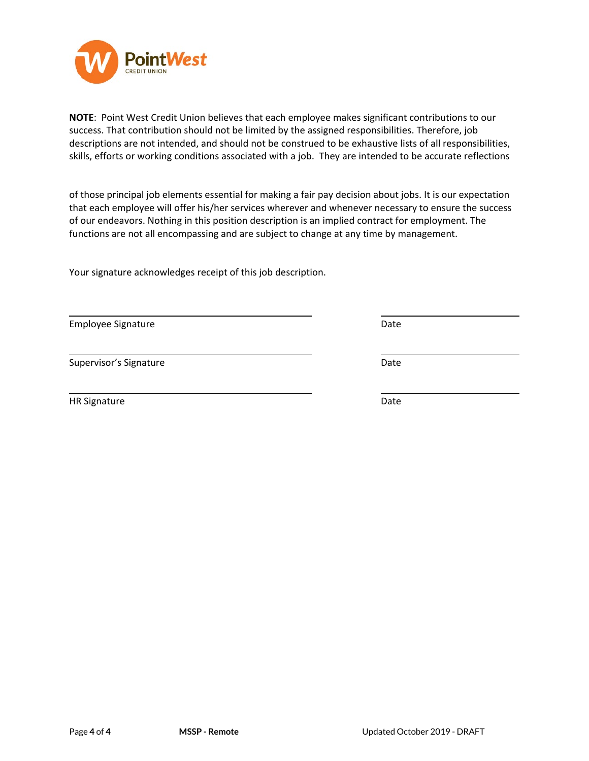**NOTE**: Point West Credit Union believes that each employee makes significant contributions to our success. That contribution should not be limited by the assigned responsibilities. Therefore, job descriptions are not intended, and should not be construed to be exhaustive lists of all responsibilities, skills, efforts or working conditions associated with a job. They are intended to be accurate reflections of those principal job elements essential for making a fair pay decision about jobs. It is our expectation that each employee will offer his/her services wherever and whenever necessary to ensure the success of our endeavors. Nothing in this position description is an implied contract for employment. The functions are not all encompassing and are subject to change at any time by management.

Your signature acknowledges receipt of this job description.

| | |
|---|---|
| Employee Signature | Date |
| Supervisor's Signature | Date |
| HR Signature | Date |